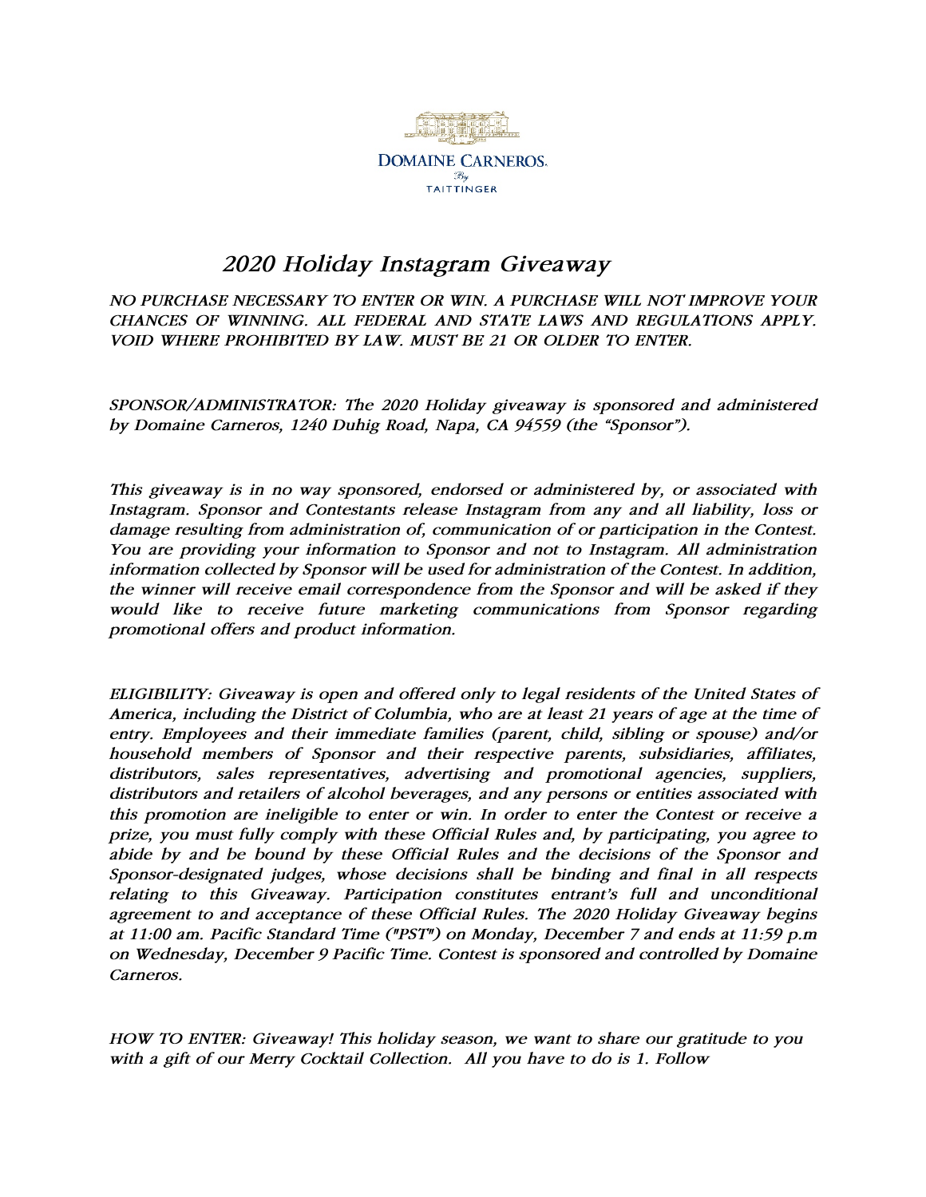DOMAINE CARNEROS.

By

TAITTINGER

# *2020 Holiday Instagram Giveaway*

*NO PURCHASE NECESSARY TO ENTER OR WIN. A PURCHASE WILL NOT IMPROVE YOUR CHANCES OF WINNING. ALL FEDERAL AND STATE LAWS AND REGULATIONS APPLY. VOID WHERE PROHIBITED BY LAW. MUST BE 21 OR OLDER TO ENTER.*

*SPONSOR/ADMINISTRATOR: The 2020 Holiday giveaway is sponsored and administered by Domaine Carneros, 1240 Duhig Road, Napa, CA 94559 (the "Sponsor").*

*This giveaway is in no way sponsored, endorsed or administered by, or associated with Instagram. Sponsor and Contestants release Instagram from any and all liability, loss or damage resulting from administration of, communication of or participation in the Contest. You are providing your information to Sponsor and not to Instagram. All administration information collected by Sponsor will be used for administration of the Contest. In addition, the winner will receive email correspondence from the Sponsor and will be asked if they would like to receive future marketing communications from Sponsor regarding promotional offers and product information.*

*ELIGIBILITY: Giveaway is open and offered only to legal residents of the United States of America, including the District of Columbia, who are at least 21 years of age at the time of entry. Employees and their immediate families (parent, child, sibling or spouse) and/or household members of Sponsor and their respective parents, subsidiaries, affiliates, distributors, sales representatives, advertising and promotional agencies, suppliers, distributors and retailers of alcohol beverages, and any persons or entities associated with this promotion are ineligible to enter or win. In order to enter the Contest or receive a prize, you must fully comply with these Official Rules and, by participating, you agree to abide by and be bound by these Official Rules and the decisions of the Sponsor and Sponsor-designated judges, whose decisions shall be binding and final in all respects relating to this Giveaway. Participation constitutes entrant's full and unconditional agreement to and acceptance of these Official Rules. The 2020 Holiday Giveaway begins at 11:00 am. Pacific Standard Time ("PST") on Monday, December 7 and ends at 11:59 p.m on Wednesday, December 9 Pacific Time. Contest is sponsored and controlled by Domaine Carneros.*

*HOW TO ENTER: Giveaway! This holiday season, we want to share our gratitude to you with a gift of our Merry Cocktail Collection. All you have to do is 1. Follow*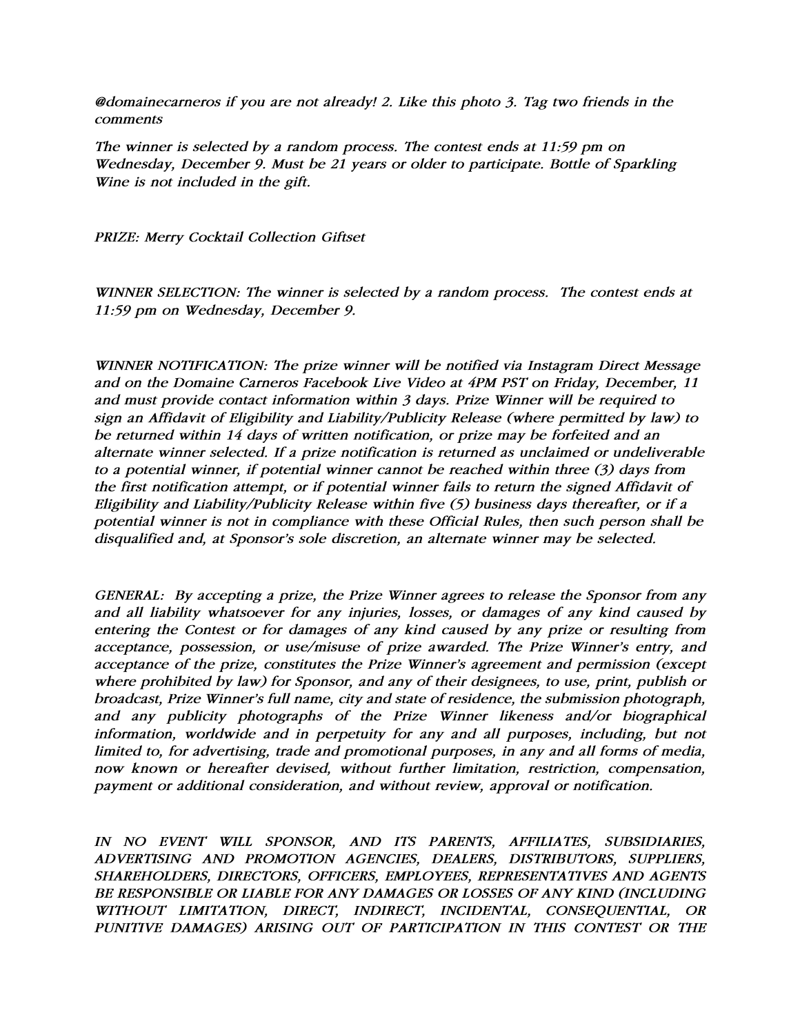*@domainecarneros if you are not already! 2. Like this photo 3. Tag two friends in the comments*

*The winner is selected by a random process. The contest ends at 11:59 pm on Wednesday, December 9. Must be 21 years or older to participate. Bottle of Sparkling Wine is not included in the gift.*

*PRIZE: Merry Cocktail Collection Giftset*

*WINNER SELECTION: The winner is selected by a random process. The contest ends at 11:59 pm on Wednesday, December 9.*

*WINNER NOTIFICATION: The prize winner will be notified via Instagram Direct Message and on the Domaine Carneros Facebook Live Video at 4PM PST on Friday, December, 11 and must provide contact information within 3 days. Prize Winner will be required to sign an Affidavit of Eligibility and Liability/Publicity Release (where permitted by law) to be returned within 14 days of written notification, or prize may be forfeited and an alternate winner selected. If a prize notification is returned as unclaimed or undeliverable to a potential winner, if potential winner cannot be reached within three (3) days from the first notification attempt, or if potential winner fails to return the signed Affidavit of Eligibility and Liability/Publicity Release within five (5) business days thereafter, or if a potential winner is not in compliance with these Official Rules, then such person shall be disqualified and, at Sponsor's sole discretion, an alternate winner may be selected.*

*GENERAL: By accepting a prize, the Prize Winner agrees to release the Sponsor from any and all liability whatsoever for any injuries, losses, or damages of any kind caused by entering the Contest or for damages of any kind caused by any prize or resulting from acceptance, possession, or use/misuse of prize awarded. The Prize Winner's entry, and acceptance of the prize, constitutes the Prize Winner's agreement and permission (except where prohibited by law) for Sponsor, and any of their designees, to use, print, publish or broadcast, Prize Winner's full name, city and state of residence, the submission photograph, and any publicity photographs of the Prize Winner likeness and/or biographical information, worldwide and in perpetuity for any and all purposes, including, but not limited to, for advertising, trade and promotional purposes, in any and all forms of media, now known or hereafter devised, without further limitation, restriction, compensation, payment or additional consideration, and without review, approval or notification.*

*IN NO EVENT WILL SPONSOR, AND ITS PARENTS, AFFILIATES, SUBSIDIARIES, ADVERTISING AND PROMOTION AGENCIES, DEALERS, DISTRIBUTORS, SUPPLIERS, SHAREHOLDERS, DIRECTORS, OFFICERS, EMPLOYEES, REPRESENTATIVES AND AGENTS BE RESPONSIBLE OR LIABLE FOR ANY DAMAGES OR LOSSES OF ANY KIND (INCLUDING WITHOUT LIMITATION, DIRECT, INDIRECT, INCIDENTAL, CONSEQUENTIAL, OR PUNITIVE DAMAGES) ARISING OUT OF PARTICIPATION IN THIS CONTEST OR THE*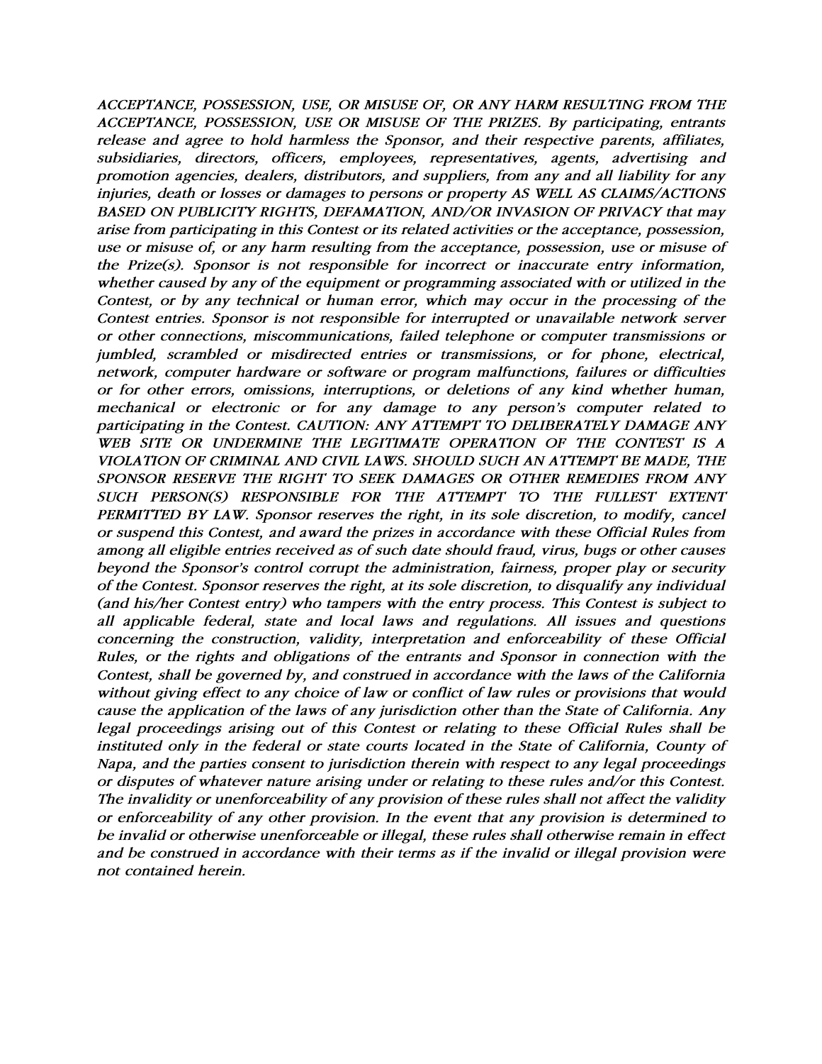*ACCEPTANCE, POSSESSION, USE, OR MISUSE OF, OR ANY HARM RESULTING FROM THE ACCEPTANCE, POSSESSION, USE OR MISUSE OF THE PRIZES. By participating, entrants release and agree to hold harmless the Sponsor, and their respective parents, affiliates, subsidiaries, directors, officers, employees, representatives, agents, advertising and promotion agencies, dealers, distributors, and suppliers, from any and all liability for any injuries, death or losses or damages to persons or property AS WELL AS CLAIMS/ACTIONS BASED ON PUBLICITY RIGHTS, DEFAMATION, AND/OR INVASION OF PRIVACY that may arise from participating in this Contest or its related activities or the acceptance, possession, use or misuse of, or any harm resulting from the acceptance, possession, use or misuse of the Prize(s). Sponsor is not responsible for incorrect or inaccurate entry information, whether caused by any of the equipment or programming associated with or utilized in the Contest, or by any technical or human error, which may occur in the processing of the Contest entries. Sponsor is not responsible for interrupted or unavailable network server or other connections, miscommunications, failed telephone or computer transmissions or jumbled, scrambled or misdirected entries or transmissions, or for phone, electrical, network, computer hardware or software or program malfunctions, failures or difficulties or for other errors, omissions, interruptions, or deletions of any kind whether human, mechanical or electronic or for any damage to any person's computer related to participating in the Contest. CAUTION: ANY ATTEMPT TO DELIBERATELY DAMAGE ANY WEB SITE OR UNDERMINE THE LEGITIMATE OPERATION OF THE CONTEST IS A VIOLATION OF CRIMINAL AND CIVIL LAWS. SHOULD SUCH AN ATTEMPT BE MADE, THE SPONSOR RESERVE THE RIGHT TO SEEK DAMAGES OR OTHER REMEDIES FROM ANY SUCH PERSON(S) RESPONSIBLE FOR THE ATTEMPT TO THE FULLEST EXTENT PERMITTED BY LAW. Sponsor reserves the right, in its sole discretion, to modify, cancel or suspend this Contest, and award the prizes in accordance with these Official Rules from among all eligible entries received as of such date should fraud, virus, bugs or other causes beyond the Sponsor's control corrupt the administration, fairness, proper play or security of the Contest. Sponsor reserves the right, at its sole discretion, to disqualify any individual (and his/her Contest entry) who tampers with the entry process. This Contest is subject to all applicable federal, state and local laws and regulations. All issues and questions concerning the construction, validity, interpretation and enforceability of these Official Rules, or the rights and obligations of the entrants and Sponsor in connection with the Contest, shall be governed by, and construed in accordance with the laws of the California without giving effect to any choice of law or conflict of law rules or provisions that would cause the application of the laws of any jurisdiction other than the State of California. Any legal proceedings arising out of this Contest or relating to these Official Rules shall be instituted only in the federal or state courts located in the State of California, County of Napa, and the parties consent to jurisdiction therein with respect to any legal proceedings or disputes of whatever nature arising under or relating to these rules and/or this Contest. The invalidity or unenforceability of any provision of these rules shall not affect the validity or enforceability of any other provision. In the event that any provision is determined to be invalid or otherwise unenforceable or illegal, these rules shall otherwise remain in effect and be construed in accordance with their terms as if the invalid or illegal provision were not contained herein.*